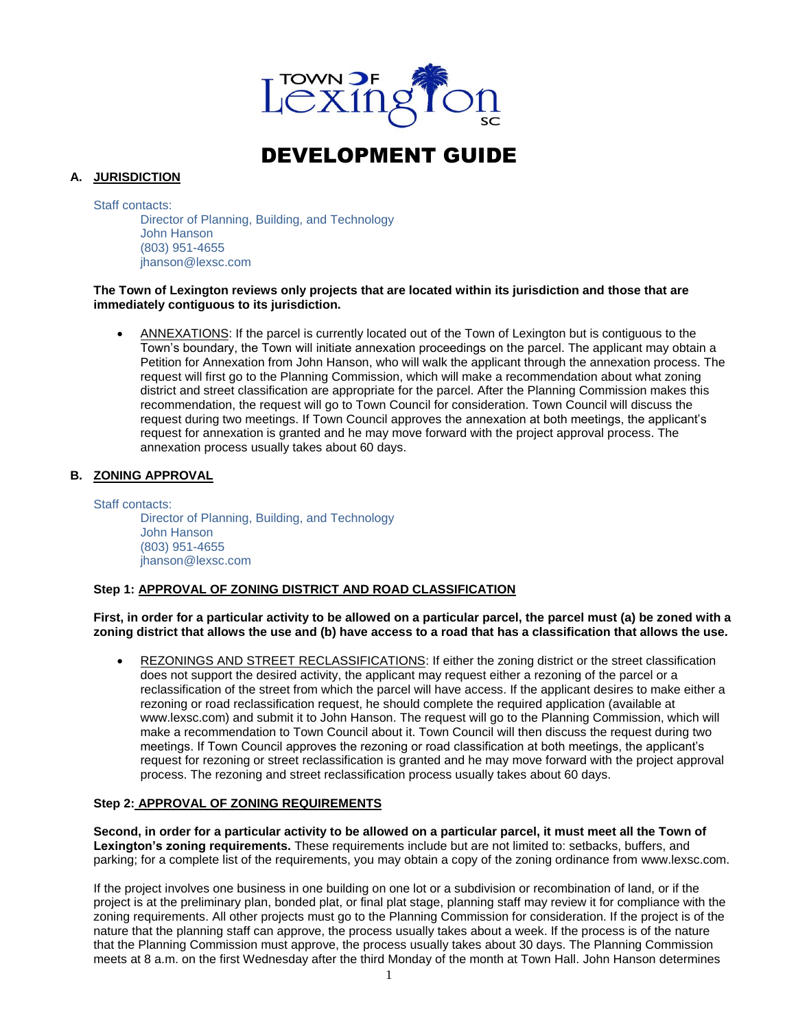# DEVELOPMENT GUIDE

## A. JURISDICTION

Staff contacts:

Director of Planning, Building, and Technology
John Hanson
(803) 951-4655
jhanson@lexsc.com

**The Town of Lexington reviews only projects that are located within its jurisdiction and those that are immediately contiguous to its jurisdiction.**

- ANNEXATIONS: If the parcel is currently located out of the Town of Lexington but is contiguous to the Town's boundary, the Town will initiate annexation proceedings on the parcel. The applicant may obtain a Petition for Annexation from John Hanson, who will walk the applicant through the annexation process. The request will first go to the Planning Commission, which will make a recommendation about what zoning district and street classification are appropriate for the parcel. After the Planning Commission makes this recommendation, the request will go to Town Council for consideration. Town Council will discuss the request during two meetings. If Town Council approves the annexation at both meetings, the applicant's request for annexation is granted and he may move forward with the project approval process. The annexation process usually takes about 60 days.

## B. ZONING APPROVAL

Staff contacts:

Director of Planning, Building, and Technology
John Hanson
(803) 951-4655
jhanson@lexsc.com

### Step 1: APPROVAL OF ZONING DISTRICT AND ROAD CLASSIFICATION

**First, in order for a particular activity to be allowed on a particular parcel, the parcel must (a) be zoned with a zoning district that allows the use and (b) have access to a road that has a classification that allows the use.**

- REZONINGS AND STREET RECLASSIFICATIONS: If either the zoning district or the street classification does not support the desired activity, the applicant may request either a rezoning of the parcel or a reclassification of the street from which the parcel will have access. If the applicant desires to make either a rezoning or road reclassification request, he should complete the required application (available at www.lexsc.com) and submit it to John Hanson. The request will go to the Planning Commission, which will make a recommendation to Town Council about it. Town Council will then discuss the request during two meetings. If Town Council approves the rezoning or road classification at both meetings, the applicant's request for rezoning or street reclassification is granted and he may move forward with the project approval process. The rezoning and street reclassification process usually takes about 60 days.

### Step 2: APPROVAL OF ZONING REQUIREMENTS

**Second, in order for a particular activity to be allowed on a particular parcel, it must meet all the Town of Lexington's zoning requirements.** These requirements include but are not limited to: setbacks, buffers, and parking; for a complete list of the requirements, you may obtain a copy of the zoning ordinance from www.lexsc.com.

If the project involves one business in one building on one lot or a subdivision or recombination of land, or if the project is at the preliminary plan, bonded plat, or final plat stage, planning staff may review it for compliance with the zoning requirements. All other projects must go to the Planning Commission for consideration. If the project is of the nature that the planning staff can approve, the process usually takes about a week. If the process is of the nature that the Planning Commission must approve, the process usually takes about 30 days. The Planning Commission meets at 8 a.m. on the first Wednesday after the third Monday of the month at Town Hall. John Hanson determines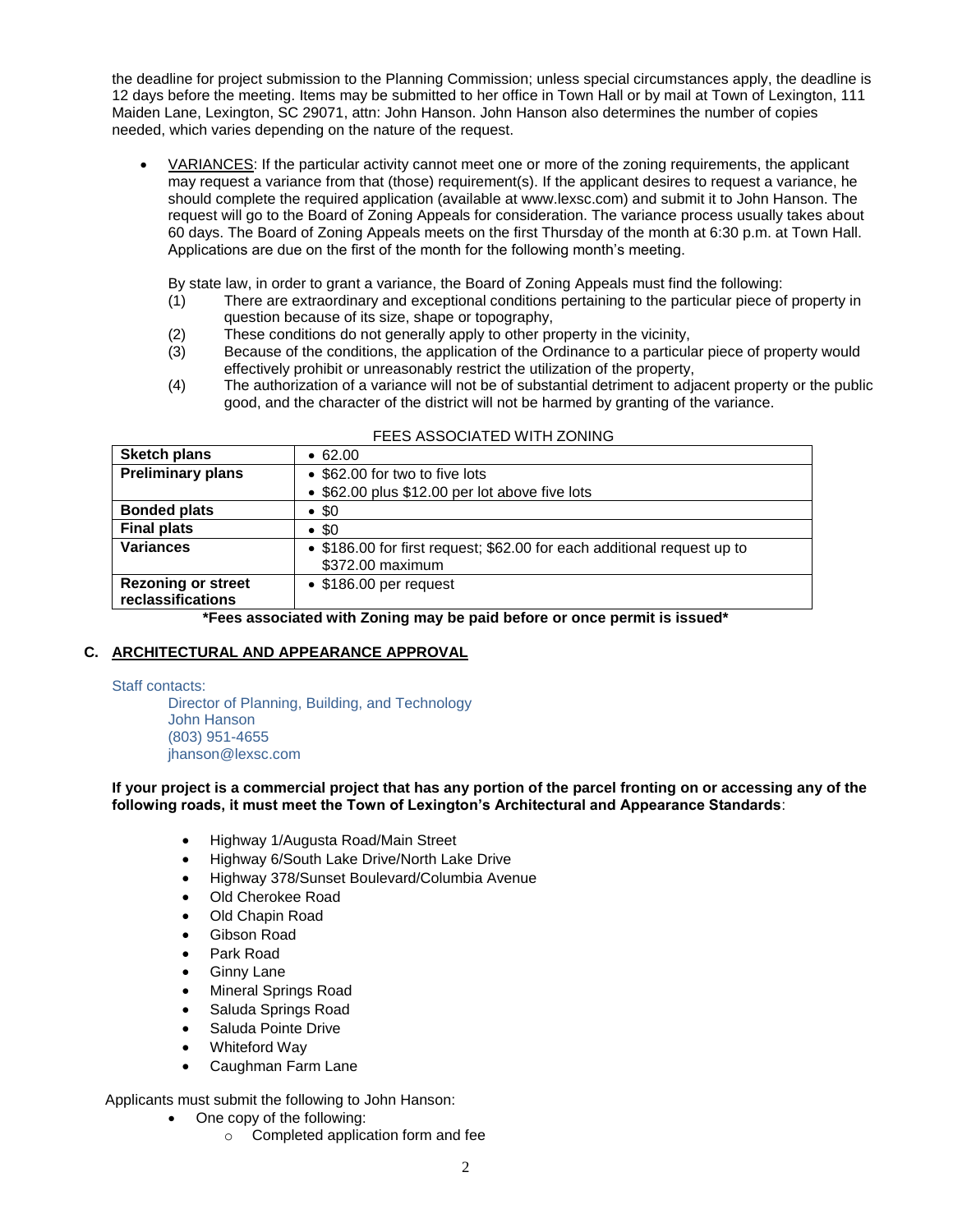the deadline for project submission to the Planning Commission; unless special circumstances apply, the deadline is 12 days before the meeting. Items may be submitted to her office in Town Hall or by mail at Town of Lexington, 111 Maiden Lane, Lexington, SC 29071, attn: John Hanson. John Hanson also determines the number of copies needed, which varies depending on the nature of the request.

- VARIANCES: If the particular activity cannot meet one or more of the zoning requirements, the applicant may request a variance from that (those) requirement(s). If the applicant desires to request a variance, he should complete the required application (available at www.lexsc.com) and submit it to John Hanson. The request will go to the Board of Zoning Appeals for consideration. The variance process usually takes about 60 days. The Board of Zoning Appeals meets on the first Thursday of the month at 6:30 p.m. at Town Hall. Applications are due on the first of the month for the following month's meeting.

  By state law, in order to grant a variance, the Board of Zoning Appeals must find the following:
  (1) There are extraordinary and exceptional conditions pertaining to the particular piece of property in question because of its size, shape or topography,
  (2) These conditions do not generally apply to other property in the vicinity,
  (3) Because of the conditions, the application of the Ordinance to a particular piece of property would effectively prohibit or unreasonably restrict the utilization of the property,
  (4) The authorization of a variance will not be of substantial detriment to adjacent property or the public good, and the character of the district will not be harmed by granting of the variance.

FEES ASSOCIATED WITH ZONING

| | |
|---|---|
| **Sketch plans** | • 62.00 |
| **Preliminary plans** | • $62.00 for two to five lots<br>• $62.00 plus $12.00 per lot above five lots |
| **Bonded plats** | • $0 |
| **Final plats** | • $0 |
| **Variances** | • $186.00 for first request; $62.00 for each additional request up to $372.00 maximum |
| **Rezoning or street reclassifications** | • $186.00 per request |

**\*Fees associated with Zoning may be paid before or once permit is issued\***

## C. ARCHITECTURAL AND APPEARANCE APPROVAL

Staff contacts:
Director of Planning, Building, and Technology
John Hanson
(803) 951-4655
jhanson@lexsc.com

**If your project is a commercial project that has any portion of the parcel fronting on or accessing any of the following roads, it must meet the Town of Lexington's Architectural and Appearance Standards**:

- Highway 1/Augusta Road/Main Street
- Highway 6/South Lake Drive/North Lake Drive
- Highway 378/Sunset Boulevard/Columbia Avenue
- Old Cherokee Road
- Old Chapin Road
- Gibson Road
- Park Road
- Ginny Lane
- Mineral Springs Road
- Saluda Springs Road
- Saluda Pointe Drive
- Whiteford Way
- Caughman Farm Lane

Applicants must submit the following to John Hanson:

- One copy of the following:
  - Completed application form and fee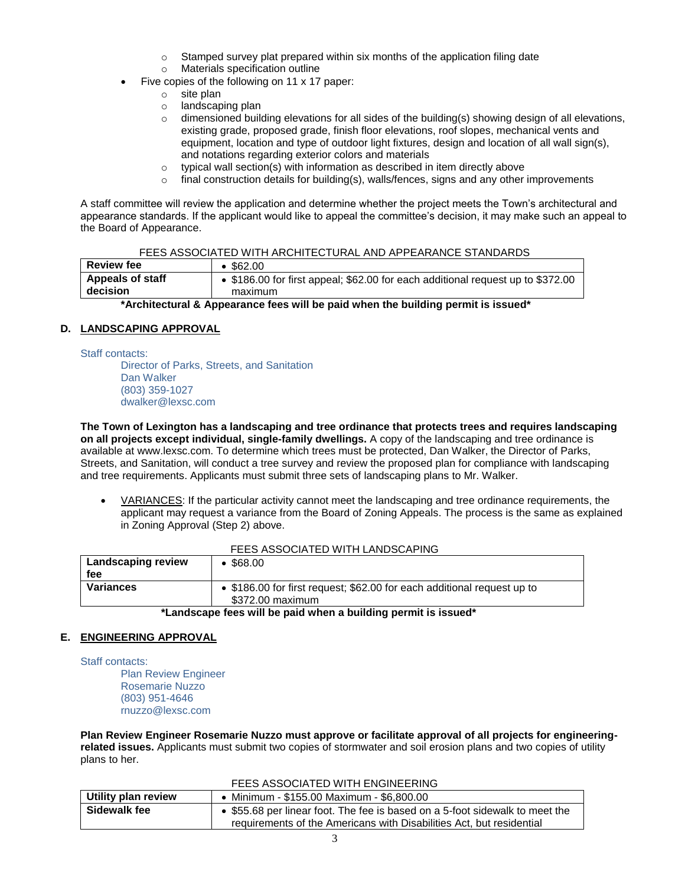- Stamped survey plat prepared within six months of the application filing date
  - Materials specification outline
- Five copies of the following on 11 x 17 paper:
  - site plan
  - landscaping plan
  - dimensioned building elevations for all sides of the building(s) showing design of all elevations, existing grade, proposed grade, finish floor elevations, roof slopes, mechanical vents and equipment, location and type of outdoor light fixtures, design and location of all wall sign(s), and notations regarding exterior colors and materials
  - typical wall section(s) with information as described in item directly above
  - final construction details for building(s), walls/fences, signs and any other improvements

A staff committee will review the application and determine whether the project meets the Town's architectural and appearance standards. If the applicant would like to appeal the committee's decision, it may make such an appeal to the Board of Appearance.

FEES ASSOCIATED WITH ARCHITECTURAL AND APPEARANCE STANDARDS

| **Review fee** | • $62.00 |
|---|---|
| **Appeals of staff decision** | • $186.00 for first appeal; $62.00 for each additional request up to $372.00 maximum |

**\*Architectural & Appearance fees will be paid when the building permit is issued\***

## D. LANDSCAPING APPROVAL

Staff contacts:

Director of Parks, Streets, and Sanitation
Dan Walker
(803) 359-1027
dwalker@lexsc.com

**The Town of Lexington has a landscaping and tree ordinance that protects trees and requires landscaping on all projects except individual, single-family dwellings.** A copy of the landscaping and tree ordinance is available at www.lexsc.com. To determine which trees must be protected, Dan Walker, the Director of Parks, Streets, and Sanitation, will conduct a tree survey and review the proposed plan for compliance with landscaping and tree requirements. Applicants must submit three sets of landscaping plans to Mr. Walker.

- VARIANCES: If the particular activity cannot meet the landscaping and tree ordinance requirements, the applicant may request a variance from the Board of Zoning Appeals. The process is the same as explained in Zoning Approval (Step 2) above.

FEES ASSOCIATED WITH LANDSCAPING

| **Landscaping review fee** | • $68.00 |
|---|---|
| **Variances** | • $186.00 for first request; $62.00 for each additional request up to $372.00 maximum |

**\*Landscape fees will be paid when a building permit is issued\***

## E. ENGINEERING APPROVAL

Staff contacts:

Plan Review Engineer
Rosemarie Nuzzo
(803) 951-4646
rnuzzo@lexsc.com

**Plan Review Engineer Rosemarie Nuzzo must approve or facilitate approval of all projects for engineering-related issues.** Applicants must submit two copies of stormwater and soil erosion plans and two copies of utility plans to her.

FEES ASSOCIATED WITH ENGINEERING

| **Utility plan review** | • Minimum - $155.00 Maximum - $6,800.00 |
|---|---|
| **Sidewalk fee** | • $55.68 per linear foot. The fee is based on a 5-foot sidewalk to meet the requirements of the Americans with Disabilities Act, but residential |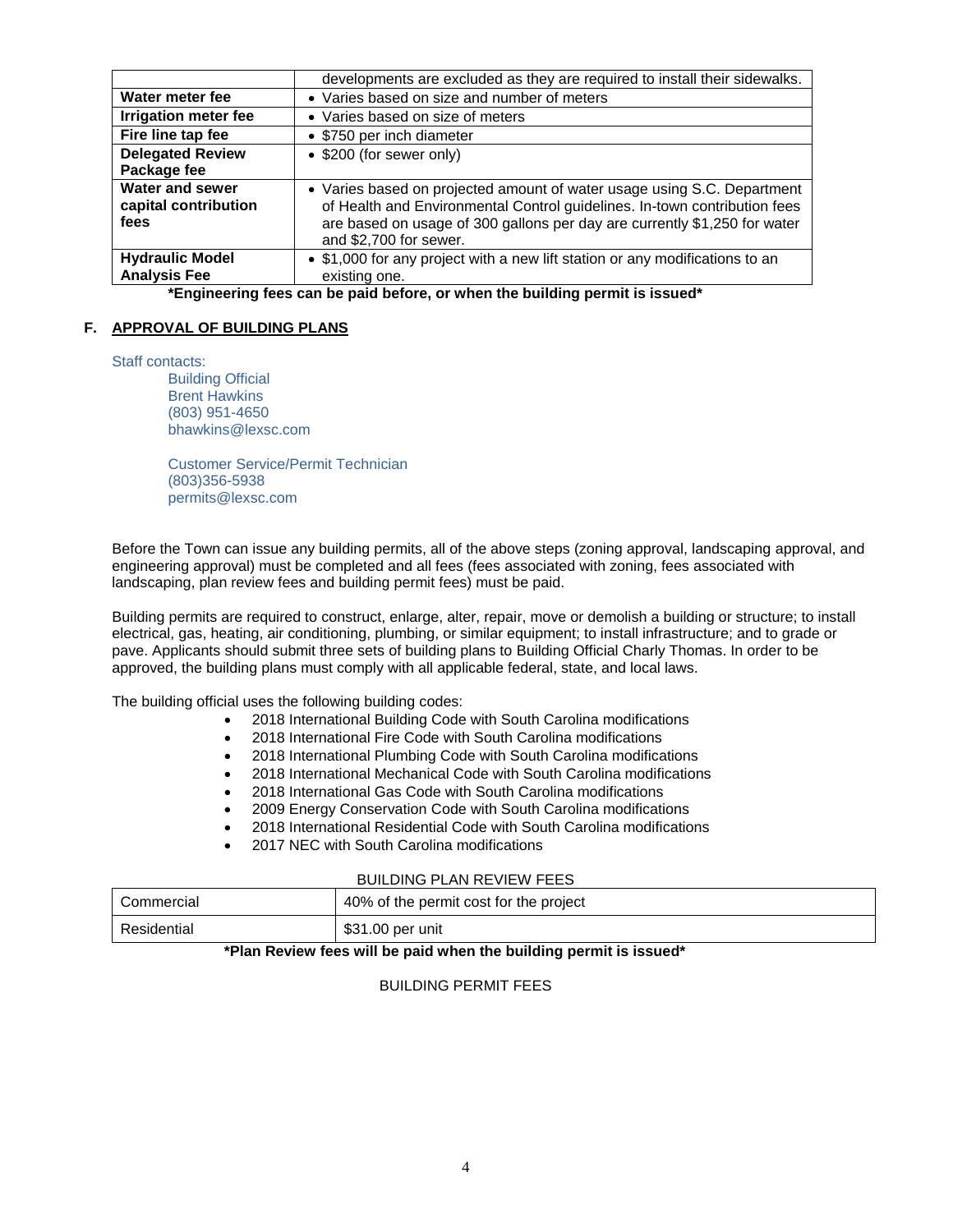| | |
|---|---|
| | developments are excluded as they are required to install their sidewalks. |
| **Water meter fee** | • Varies based on size and number of meters |
| **Irrigation meter fee** | • Varies based on size of meters |
| **Fire line tap fee** | • $750 per inch diameter |
| **Delegated Review Package fee** | • $200 (for sewer only) |
| **Water and sewer capital contribution fees** | • Varies based on projected amount of water usage using S.C. Department of Health and Environmental Control guidelines. In-town contribution fees are based on usage of 300 gallons per day are currently $1,250 for water and $2,700 for sewer. |
| **Hydraulic Model Analysis Fee** | • $1,000 for any project with a new lift station or any modifications to an existing one. |

**\*Engineering fees can be paid before, or when the building permit is issued\***

## F. APPROVAL OF BUILDING PLANS

Staff contacts:

Building Official
Brent Hawkins
(803) 951-4650
bhawkins@lexsc.com

Customer Service/Permit Technician
(803)356-5938
permits@lexsc.com

Before the Town can issue any building permits, all of the above steps (zoning approval, landscaping approval, and engineering approval) must be completed and all fees (fees associated with zoning, fees associated with landscaping, plan review fees and building permit fees) must be paid.

Building permits are required to construct, enlarge, alter, repair, move or demolish a building or structure; to install electrical, gas, heating, air conditioning, plumbing, or similar equipment; to install infrastructure; and to grade or pave. Applicants should submit three sets of building plans to Building Official Charly Thomas. In order to be approved, the building plans must comply with all applicable federal, state, and local laws.

The building official uses the following building codes:

- 2018 International Building Code with South Carolina modifications
- 2018 International Fire Code with South Carolina modifications
- 2018 International Plumbing Code with South Carolina modifications
- 2018 International Mechanical Code with South Carolina modifications
- 2018 International Gas Code with South Carolina modifications
- 2009 Energy Conservation Code with South Carolina modifications
- 2018 International Residential Code with South Carolina modifications
- 2017 NEC with South Carolina modifications

BUILDING PLAN REVIEW FEES

| | |
|---|---|
| Commercial | 40% of the permit cost for the project |
| Residential | $31.00 per unit |

**\*Plan Review fees will be paid when the building permit is issued\***

BUILDING PERMIT FEES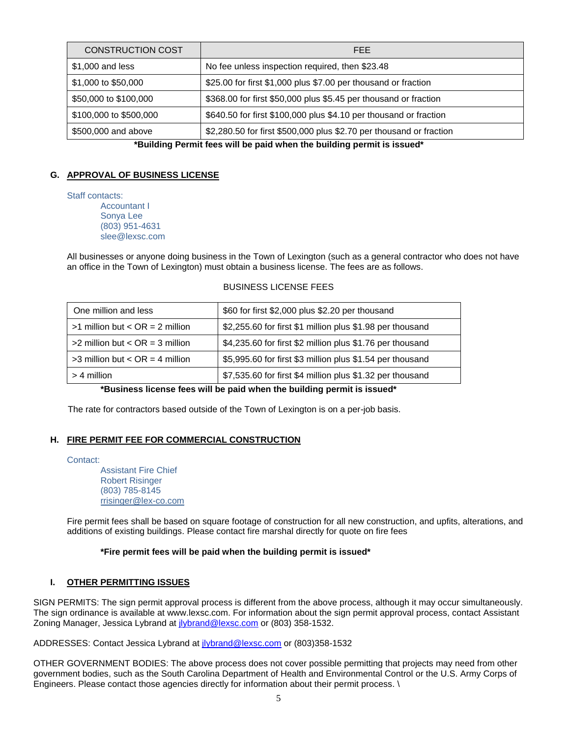| CONSTRUCTION COST | FEE |
|---|---|
| $1,000 and less | No fee unless inspection required, then $23.48 |
| $1,000 to $50,000 | $25.00 for first $1,000 plus $7.00 per thousand or fraction |
| $50,000 to $100,000 | $368.00 for first $50,000 plus $5.45 per thousand or fraction |
| $100,000 to $500,000 | $640.50 for first $100,000 plus $4.10 per thousand or fraction |
| $500,000 and above | $2,280.50 for first $500,000 plus $2.70 per thousand or fraction |

**\*Building Permit fees will be paid when the building permit is issued\***

## G. APPROVAL OF BUSINESS LICENSE

Staff contacts:
Accountant I
Sonya Lee
(803) 951-4631
slee@lexsc.com

All businesses or anyone doing business in the Town of Lexington (such as a general contractor who does not have an office in the Town of Lexington) must obtain a business license. The fees are as follows.

BUSINESS LICENSE FEES

| | |
|---|---|
| One million and less | $60 for first $2,000 plus $2.20 per thousand |
| >1 million but < OR = 2 million | $2,255.60 for first $1 million plus $1.98 per thousand |
| >2 million but < OR = 3 million | $4,235.60 for first $2 million plus $1.76 per thousand |
| >3 million but < OR = 4 million | $5,995.60 for first $3 million plus $1.54 per thousand |
| > 4 million | $7,535.60 for first $4 million plus $1.32 per thousand |

**\*Business license fees will be paid when the building permit is issued\***

The rate for contractors based outside of the Town of Lexington is on a per-job basis.

## H. FIRE PERMIT FEE FOR COMMERCIAL CONSTRUCTION

Contact:
Assistant Fire Chief
Robert Risinger
(803) 785-8145
rrisinger@lex-co.com

Fire permit fees shall be based on square footage of construction for all new construction, and upfits, alterations, and additions of existing buildings. Please contact fire marshal directly for quote on fire fees

**\*Fire permit fees will be paid when the building permit is issued\***

## I. OTHER PERMITTING ISSUES

SIGN PERMITS: The sign permit approval process is different from the above process, although it may occur simultaneously. The sign ordinance is available at www.lexsc.com. For information about the sign permit approval process, contact Assistant Zoning Manager, Jessica Lybrand at jlybrand@lexsc.com or (803) 358-1532.

ADDRESSES: Contact Jessica Lybrand at jlybrand@lexsc.com or (803)358-1532

OTHER GOVERNMENT BODIES: The above process does not cover possible permitting that projects may need from other government bodies, such as the South Carolina Department of Health and Environmental Control or the U.S. Army Corps of Engineers. Please contact those agencies directly for information about their permit process. \